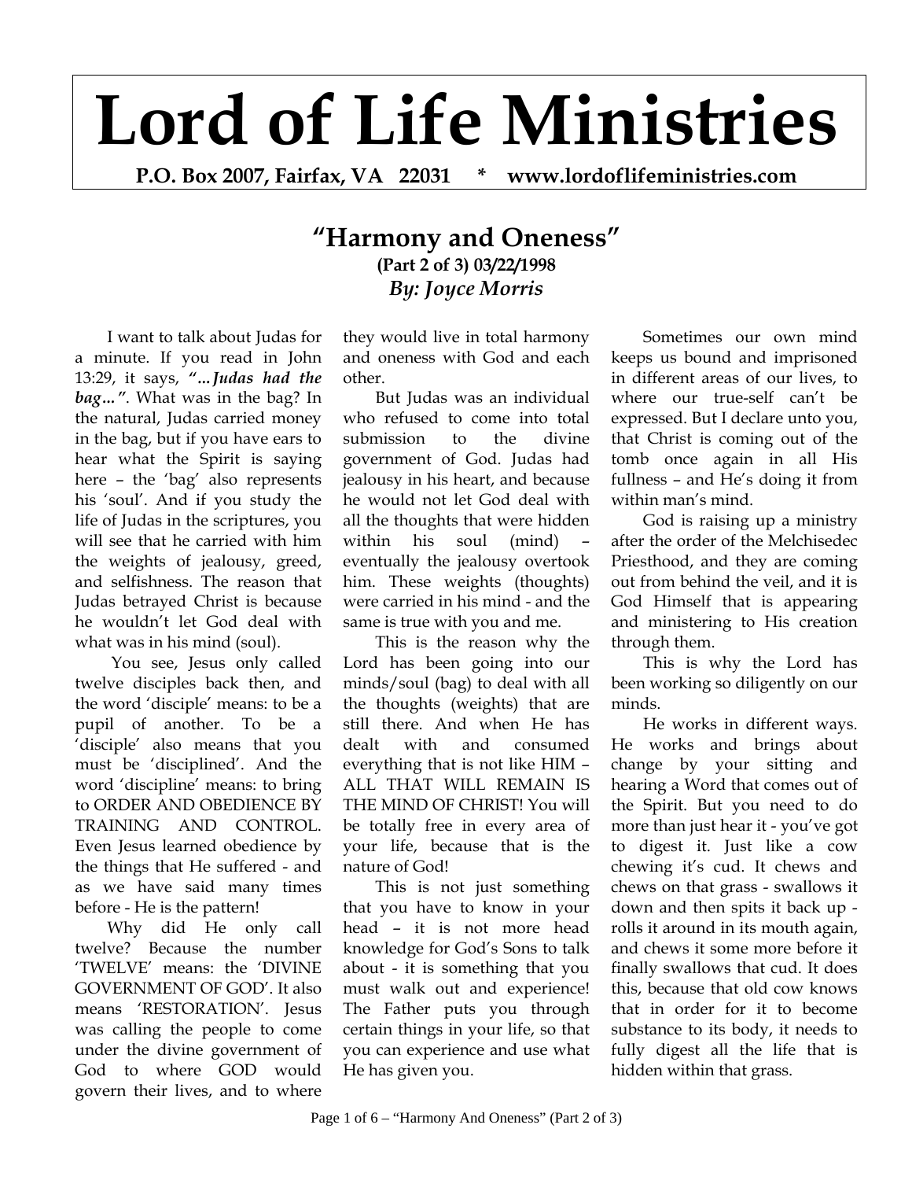# Lord of Life Ministries

**P.O. Box 2007, Fairfax, VA 22031 * www.lordoflifeministries.com**

## "Harmony and Oneness"

**(Part 2 of 3) 03/22/1998**

***By: Joyce Morris***

I want to talk about Judas for a minute. If you read in John 13:29, it says, ***"…Judas had the bag…"***. What was in the bag? In the natural, Judas carried money in the bag, but if you have ears to hear what the Spirit is saying here – the 'bag' also represents his 'soul'. And if you study the life of Judas in the scriptures, you will see that he carried with him the weights of jealousy, greed, and selfishness. The reason that Judas betrayed Christ is because he wouldn't let God deal with what was in his mind (soul).

You see, Jesus only called twelve disciples back then, and the word 'disciple' means: to be a pupil of another. To be a 'disciple' also means that you must be 'disciplined'. And the word 'discipline' means: to bring to ORDER AND OBEDIENCE BY TRAINING AND CONTROL. Even Jesus learned obedience by the things that He suffered - and as we have said many times before - He is the pattern!

Why did He only call twelve? Because the number 'TWELVE' means: the 'DIVINE GOVERNMENT OF GOD'. It also means 'RESTORATION'. Jesus was calling the people to come under the divine government of God to where GOD would govern their lives, and to where they would live in total harmony and oneness with God and each other.

But Judas was an individual who refused to come into total submission to the divine government of God. Judas had jealousy in his heart, and because he would not let God deal with all the thoughts that were hidden within his soul (mind) – eventually the jealousy overtook him. These weights (thoughts) were carried in his mind - and the same is true with you and me.

This is the reason why the Lord has been going into our minds/soul (bag) to deal with all the thoughts (weights) that are still there. And when He has dealt with and consumed everything that is not like HIM – ALL THAT WILL REMAIN IS THE MIND OF CHRIST! You will be totally free in every area of your life, because that is the nature of God!

This is not just something that you have to know in your head – it is not more head knowledge for God's Sons to talk about - it is something that you must walk out and experience! The Father puts you through certain things in your life, so that you can experience and use what He has given you.

Sometimes our own mind keeps us bound and imprisoned in different areas of our lives, to where our true-self can't be expressed. But I declare unto you, that Christ is coming out of the tomb once again in all His fullness – and He's doing it from within man's mind.

God is raising up a ministry after the order of the Melchisedec Priesthood, and they are coming out from behind the veil, and it is God Himself that is appearing and ministering to His creation through them.

This is why the Lord has been working so diligently on our minds.

He works in different ways. He works and brings about change by your sitting and hearing a Word that comes out of the Spirit. But you need to do more than just hear it - you've got to digest it. Just like a cow chewing it's cud. It chews and chews on that grass - swallows it down and then spits it back up - rolls it around in its mouth again, and chews it some more before it finally swallows that cud. It does this, because that old cow knows that in order for it to become substance to its body, it needs to fully digest all the life that is hidden within that grass.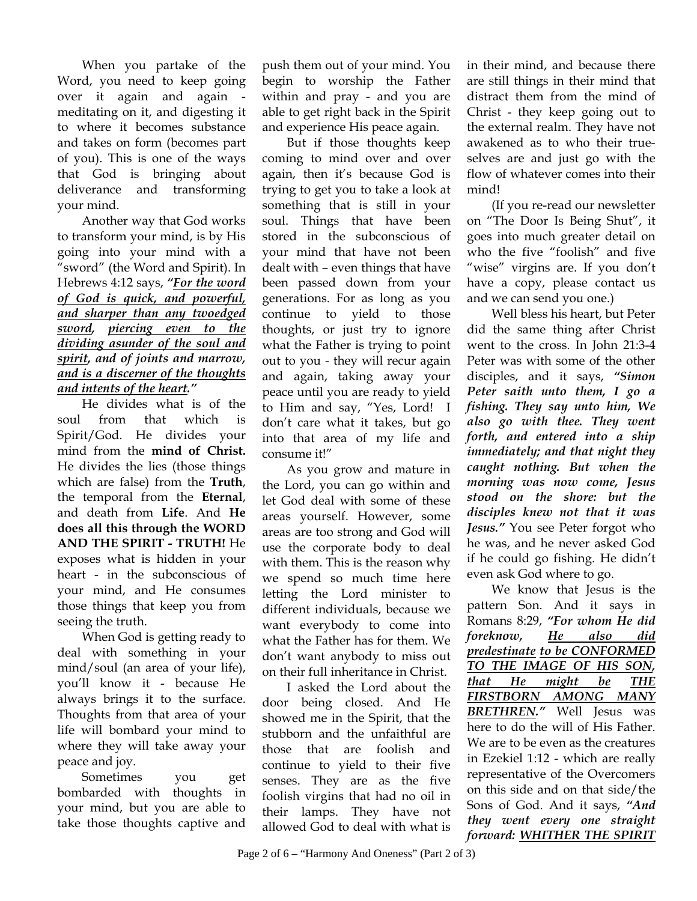When you partake of the Word, you need to keep going over it again and again - meditating on it, and digesting it to where it becomes substance and takes on form (becomes part of you). This is one of the ways that God is bringing about deliverance and transforming your mind.

Another way that God works to transform your mind, is by His going into your mind with a "sword" (the Word and Spirit). In Hebrews 4:12 says, ***"<u>For the word of God is quick, and powerful, and sharper than any twoedged sword</u>, <u>piercing even to the dividing asunder of the soul and spirit</u>, and of joints and marrow, <u>and is a discerner of the thoughts and intents of the heart</u>."***

He divides what is of the soul from that which is Spirit/God. He divides your mind from the **mind of Christ.** He divides the lies (those things which are false) from the **Truth**, the temporal from the **Eternal**, and death from **Life**. And **He does all this through the WORD AND THE SPIRIT - TRUTH!** He exposes what is hidden in your heart - in the subconscious of your mind, and He consumes those things that keep you from seeing the truth.

When God is getting ready to deal with something in your mind/soul (an area of your life), you'll know it - because He always brings it to the surface. Thoughts from that area of your life will bombard your mind to where they will take away your peace and joy.

Sometimes you get bombarded with thoughts in your mind, but you are able to take those thoughts captive and push them out of your mind. You begin to worship the Father within and pray - and you are able to get right back in the Spirit and experience His peace again.

But if those thoughts keep coming to mind over and over again, then it's because God is trying to get you to take a look at something that is still in your soul. Things that have been stored in the subconscious of your mind that have not been dealt with – even things that have been passed down from your generations. For as long as you continue to yield to those thoughts, or just try to ignore what the Father is trying to point out to you - they will recur again and again, taking away your peace until you are ready to yield to Him and say, "Yes, Lord! I don't care what it takes, but go into that area of my life and consume it!"

As you grow and mature in the Lord, you can go within and let God deal with some of these areas yourself. However, some areas are too strong and God will use the corporate body to deal with them. This is the reason why we spend so much time here letting the Lord minister to different individuals, because we want everybody to come into what the Father has for them. We don't want anybody to miss out on their full inheritance in Christ.

I asked the Lord about the door being closed. And He showed me in the Spirit, that the stubborn and the unfaithful are those that are foolish and continue to yield to their five senses. They are as the five foolish virgins that had no oil in their lamps. They have not allowed God to deal with what is in their mind, and because there are still things in their mind that distract them from the mind of Christ - they keep going out to the external realm. They have not awakened as to who their true-selves are and just go with the flow of whatever comes into their mind!

(If you re-read our newsletter on "The Door Is Being Shut", it goes into much greater detail on who the five "foolish" and five "wise" virgins are. If you don't have a copy, please contact us and we can send you one.)

Well bless his heart, but Peter did the same thing after Christ went to the cross. In John 21:3-4 Peter was with some of the other disciples, and it says, ***"Simon Peter saith unto them, I go a fishing. They say unto him, We also go with thee. They went forth, and entered into a ship immediately; and that night they caught nothing. But when the morning was now come, Jesus stood on the shore: but the disciples knew not that it was Jesus."*** You see Peter forgot who he was, and he never asked God if he could go fishing. He didn't even ask God where to go.

We know that Jesus is the pattern Son. And it says in Romans 8:29, ***"For whom He did foreknow, <u>He also did predestinate</u> <u>to be CONFORMED TO THE IMAGE OF HIS SON</u>, <u>that He might be</u> <u>THE FIRSTBORN AMONG MANY BRETHREN</u>."*** Well Jesus was here to do the will of His Father. We are to be even as the creatures in Ezekiel 1:12 - which are really representative of the Overcomers on this side and on that side/the Sons of God. And it says, ***"And they went every one straight forward: <u>WHITHER THE SPIRIT</u>***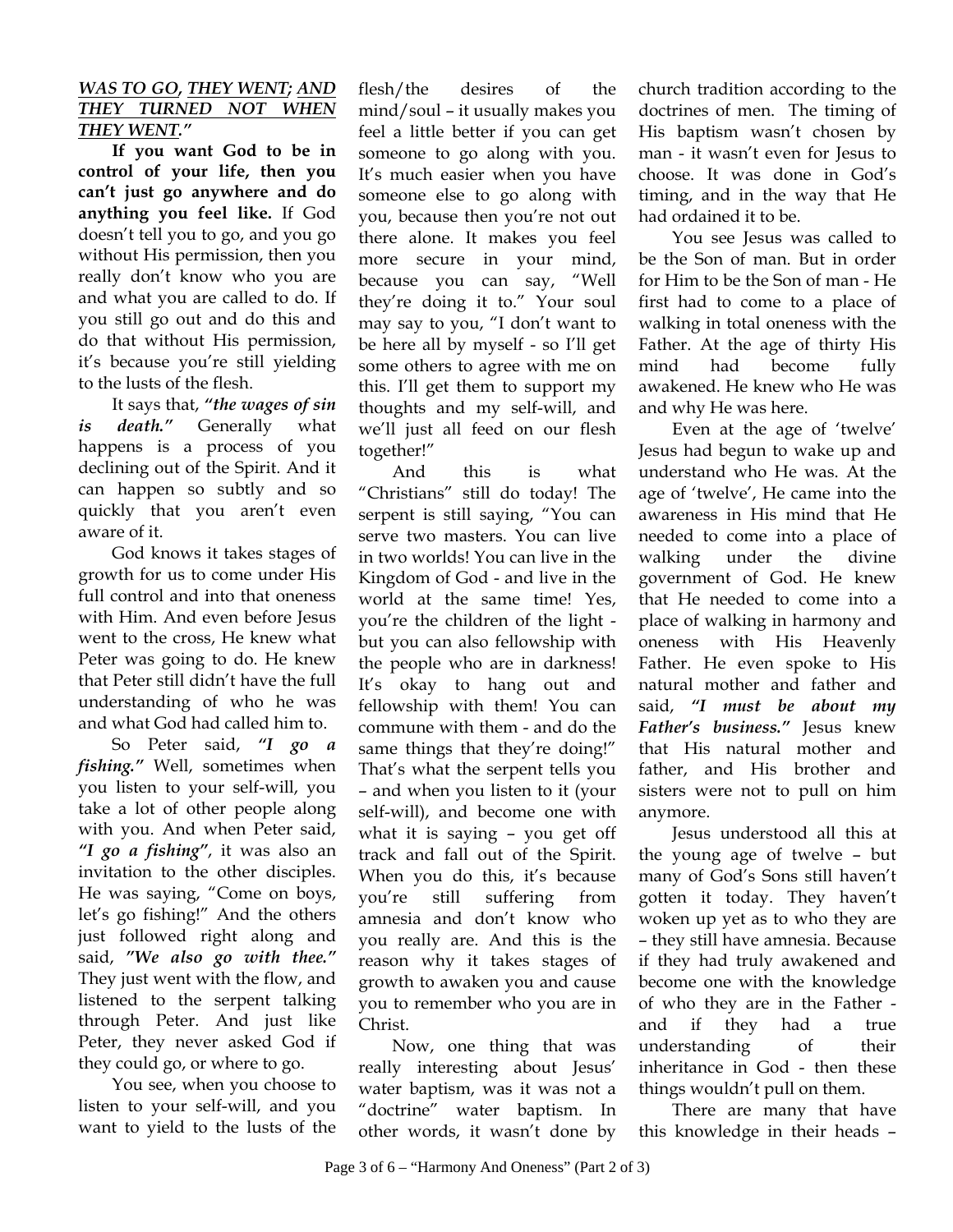***<u>WAS TO GO</u>, <u>THEY WENT</u>; <u>AND THEY TURNED NOT WHEN THEY WENT</u>."***

**If you want God to be in control of your life, then you can't just go anywhere and do anything you feel like.** If God doesn't tell you to go, and you go without His permission, then you really don't know who you are and what you are called to do. If you still go out and do this and do that without His permission, it's because you're still yielding to the lusts of the flesh.

It says that, ***"the wages of sin is death."*** Generally what happens is a process of you declining out of the Spirit. And it can happen so subtly and so quickly that you aren't even aware of it.

God knows it takes stages of growth for us to come under His full control and into that oneness with Him. And even before Jesus went to the cross, He knew what Peter was going to do. He knew that Peter still didn't have the full understanding of who he was and what God had called him to.

So Peter said, ***"I go a fishing."*** Well, sometimes when you listen to your self-will, you take a lot of other people along with you. And when Peter said, ***"I go a fishing"***, it was also an invitation to the other disciples. He was saying, "Come on boys, let's go fishing!" And the others just followed right along and said, ***"We also go with thee."*** They just went with the flow, and listened to the serpent talking through Peter. And just like Peter, they never asked God if they could go, or where to go.

You see, when you choose to listen to your self-will, and you want to yield to the lusts of the flesh/the desires of the mind/soul – it usually makes you feel a little better if you can get someone to go along with you. It's much easier when you have someone else to go along with you, because then you're not out there alone. It makes you feel more secure in your mind, because you can say, "Well they're doing it to." Your soul may say to you, "I don't want to be here all by myself - so I'll get some others to agree with me on this. I'll get them to support my thoughts and my self-will, and we'll just all feed on our flesh together!"

And this is what "Christians" still do today! The serpent is still saying, "You can serve two masters. You can live in two worlds! You can live in the Kingdom of God - and live in the world at the same time! Yes, you're the children of the light - but you can also fellowship with the people who are in darkness! It's okay to hang out and fellowship with them! You can commune with them - and do the same things that they're doing!" That's what the serpent tells you – and when you listen to it (your self-will), and become one with what it is saying – you get off track and fall out of the Spirit. When you do this, it's because you're still suffering from amnesia and don't know who you really are. And this is the reason why it takes stages of growth to awaken you and cause you to remember who you are in Christ.

Now, one thing that was really interesting about Jesus' water baptism, was it was not a "doctrine" water baptism. In other words, it wasn't done by church tradition according to the doctrines of men. The timing of His baptism wasn't chosen by man - it wasn't even for Jesus to choose. It was done in God's timing, and in the way that He had ordained it to be.

You see Jesus was called to be the Son of man. But in order for Him to be the Son of man - He first had to come to a place of walking in total oneness with the Father. At the age of thirty His mind had become fully awakened. He knew who He was and why He was here.

Even at the age of 'twelve' Jesus had begun to wake up and understand who He was. At the age of 'twelve', He came into the awareness in His mind that He needed to come into a place of walking under the divine government of God. He knew that He needed to come into a place of walking in harmony and oneness with His Heavenly Father. He even spoke to His natural mother and father and said, ***"I must be about my Father's business."*** Jesus knew that His natural mother and father, and His brother and sisters were not to pull on him anymore.

Jesus understood all this at the young age of twelve – but many of God's Sons still haven't gotten it today. They haven't woken up yet as to who they are – they still have amnesia. Because if they had truly awakened and become one with the knowledge of who they are in the Father - and if they had a true understanding of their inheritance in God - then these things wouldn't pull on them.

There are many that have this knowledge in their heads –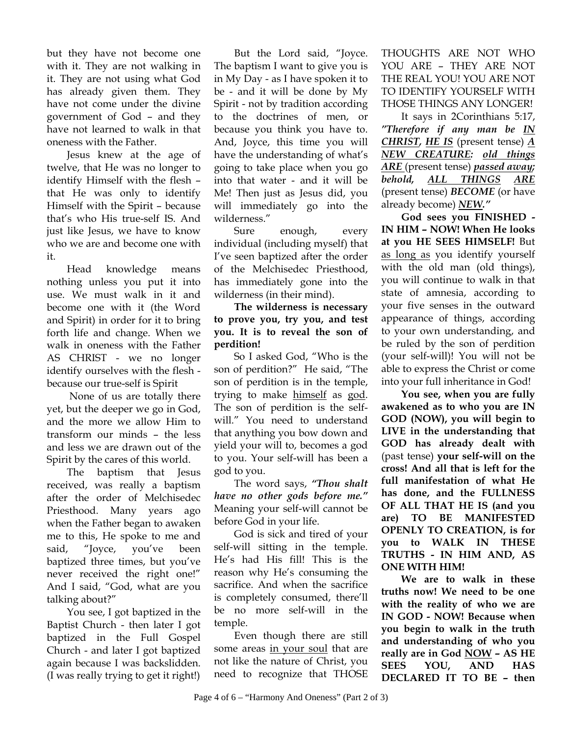but they have not become one with it. They are not walking in it. They are not using what God has already given them. They have not come under the divine government of God – and they have not learned to walk in that oneness with the Father.

Jesus knew at the age of twelve, that He was no longer to identify Himself with the flesh – that He was only to identify Himself with the Spirit – because that's who His true-self IS. And just like Jesus, we have to know who we are and become one with it.

Head knowledge means nothing unless you put it into use. We must walk in it and become one with it (the Word and Spirit) in order for it to bring forth life and change. When we walk in oneness with the Father AS CHRIST - we no longer identify ourselves with the flesh - because our true-self is Spirit

None of us are totally there yet, but the deeper we go in God, and the more we allow Him to transform our minds – the less and less we are drawn out of the Spirit by the cares of this world.

The baptism that Jesus received, was really a baptism after the order of Melchisedec Priesthood. Many years ago when the Father began to awaken me to this, He spoke to me and said, "Joyce, you've been baptized three times, but you've never received the right one!" And I said, "God, what are you talking about?"

You see, I got baptized in the Baptist Church - then later I got baptized in the Full Gospel Church - and later I got baptized again because I was backslidden. (I was really trying to get it right!)

But the Lord said, "Joyce. The baptism I want to give you is in My Day - as I have spoken it to be - and it will be done by My Spirit - not by tradition according to the doctrines of men, or because you think you have to. And, Joyce, this time you will have the understanding of what's going to take place when you go into that water - and it will be Me! Then just as Jesus did, you will immediately go into the wilderness."

Sure enough, every individual (including myself) that I've seen baptized after the order of the Melchisedec Priesthood, has immediately gone into the wilderness (in their mind).

**The wilderness is necessary to prove you, try you, and test you. It is to reveal the son of perdition!**

So I asked God, "Who is the son of perdition?" He said, "The son of perdition is in the temple, trying to make <u>himself</u> as <u>god</u>. The son of perdition is the self-will." You need to understand that anything you bow down and yield your will to, becomes a god to you. Your self-will has been a god to you.

The word says, ***"Thou shalt have no other gods before me."*** Meaning your self-will cannot be before God in your life.

God is sick and tired of your self-will sitting in the temple. He's had His fill! This is the reason why He's consuming the sacrifice. And when the sacrifice is completely consumed, there'll be no more self-will in the temple.

Even though there are still some areas <u>in your soul</u> that are not like the nature of Christ, you need to recognize that THOSE THOUGHTS ARE NOT WHO YOU ARE – THEY ARE NOT THE REAL YOU! YOU ARE NOT TO IDENTIFY YOURSELF WITH THOSE THINGS ANY LONGER!

It says in 2Corinthians 5:17, ***"Therefore if any man be <u>IN CHRIST</u>, <u>HE IS</u>*** (present tense) ***<u>A NEW CREATURE</u>: <u>old things ARE</u>*** (present tense) ***<u>passed away</u>; behold, <u>ALL THINGS ARE</u>*** (present tense) ***BECOME*** (or have already become) ***<u>NEW</u>."***

**God sees you FINISHED - IN HIM – NOW! When He looks at you HE SEES HIMSELF!** But <u>as long as</u> you identify yourself with the old man (old things), you will continue to walk in that state of amnesia, according to your five senses in the outward appearance of things, according to your own understanding, and be ruled by the son of perdition (your self-will)! You will not be able to express the Christ or come into your full inheritance in God!

**You see, when you are fully awakened as to who you are IN GOD (NOW), you will begin to LIVE in the understanding that GOD has already dealt with** (past tense) **your self-will on the cross! And all that is left for the full manifestation of what He has done, and the FULLNESS OF ALL THAT HE IS (and you are) TO BE MANIFESTED OPENLY TO CREATION, is for you to WALK IN THESE TRUTHS - IN HIM AND, AS ONE WITH HIM!**

**We are to walk in these truths now! We need to be one with the reality of who we are IN GOD - NOW! Because when you begin to walk in the truth and understanding of who you really are in God <u>NOW</u> – AS HE SEES YOU, AND HAS DECLARED IT TO BE – then**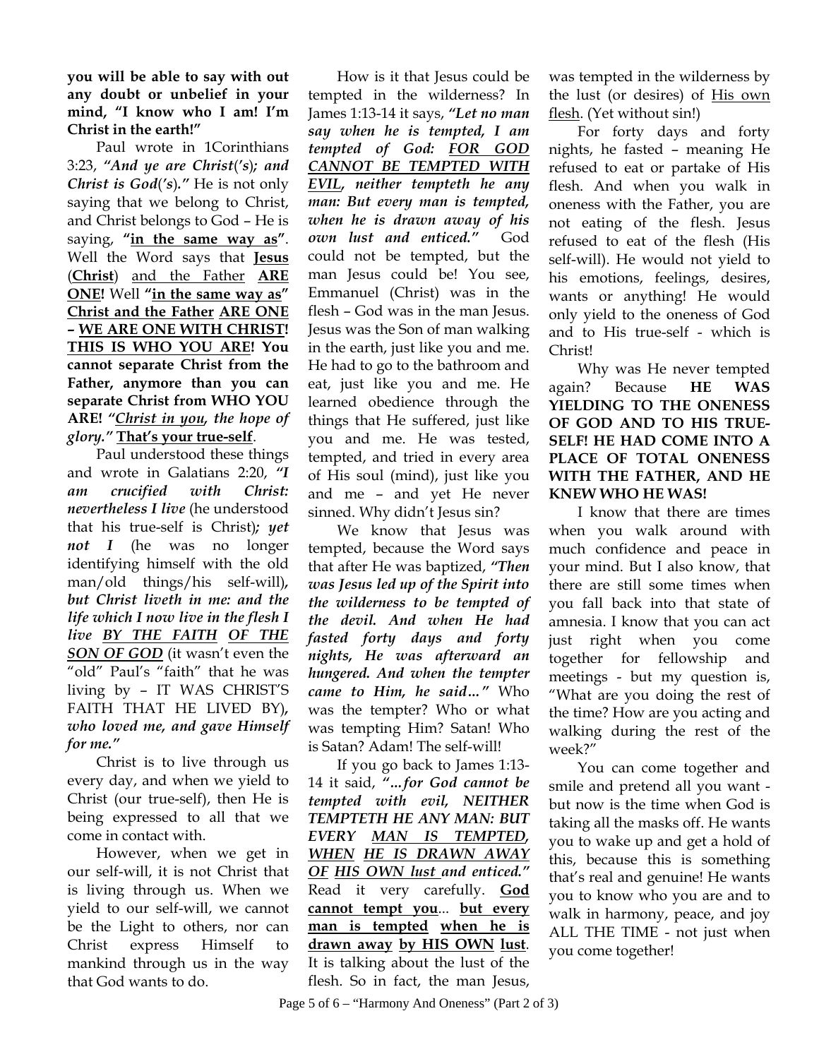**you will be able to say with out any doubt or unbelief in your mind, "I know who I am! I'm Christ in the earth!"**

Paul wrote in 1Corinthians 3:23, ***"And ye are Christ('s); and Christ is God('s)."*** He is not only saying that we belong to Christ, and Christ belongs to God – He is saying, **"<u>in the same way as</u>"**. Well the Word says that **<u>Jesus</u>** (**<u>Christ</u>**) <u>and the Father</u> **<u>ARE ONE</u>!** Well **"<u>in the same way as</u>" <u>Christ and the Father</u> <u>ARE ONE</u> – <u>WE ARE ONE WITH CHRIST</u>! <u>THIS IS WHO YOU ARE</u>! You cannot separate Christ from the Father, anymore than you can separate Christ from WHO YOU ARE!** ***"<u>Christ in you</u>, the hope of glory."*** **<u>That's your true-self</u>**.

Paul understood these things and wrote in Galatians 2:20, ***"I am crucified with Christ: nevertheless I live*** (he understood that his true-self is Christ)***; yet not I*** (he was no longer identifying himself with the old man/old things/his self-will)***, but Christ liveth in me: and the life which I now live in the flesh I live <u>BY THE FAITH</u> <u>OF THE SON OF GOD</u>*** (it wasn't even the "old" Paul's "faith" that he was living by – IT WAS CHRIST'S FAITH THAT HE LIVED BY)***, who loved me, and gave Himself for me."***

Christ is to live through us every day, and when we yield to Christ (our true-self), then He is being expressed to all that we come in contact with.

However, when we get in our self-will, it is not Christ that is living through us. When we yield to our self-will, we cannot be the Light to others, nor can Christ express Himself to mankind through us in the way that God wants to do.

How is it that Jesus could be tempted in the wilderness? In James 1:13-14 it says, ***"Let no man say when he is tempted, I am tempted of God: <u>FOR GOD CANNOT BE TEMPTED WITH EVIL</u>, neither tempteth he any man: But every man is tempted, when he is drawn away of his own lust and enticed."*** God could not be tempted, but the man Jesus could be! You see, Emmanuel (Christ) was in the flesh – God was in the man Jesus. Jesus was the Son of man walking in the earth, just like you and me. He had to go to the bathroom and eat, just like you and me. He learned obedience through the things that He suffered, just like you and me. He was tested, tempted, and tried in every area of His soul (mind), just like you and me – and yet He never sinned. Why didn't Jesus sin?

We know that Jesus was tempted, because the Word says that after He was baptized, ***"Then was Jesus led up of the Spirit into the wilderness to be tempted of the devil. And when He had fasted forty days and forty nights, He was afterward an hungered. And when the tempter came to Him, he said…"*** Who was the tempter? Who or what was tempting Him? Satan! Who is Satan? Adam! The self-will!

If you go back to James 1:13-14 it said, ***"…for God cannot be tempted with evil, NEITHER TEMPTETH HE ANY MAN: BUT EVERY <u>MAN IS TEMPTED</u>, <u>WHEN</u> <u>HE IS DRAWN AWAY</u> <u>OF</u> <u>HIS OWN lust</u> and enticed."*** Read it very carefully. **<u>God cannot tempt you</u>**... **<u>but every man is tempted</u> <u>when he is drawn away</u> <u>by HIS OWN</u> <u>lust</u>**. It is talking about the lust of the flesh. So in fact, the man Jesus, was tempted in the wilderness by the lust (or desires) of <u>His own flesh</u>. (Yet without sin!)

For forty days and forty nights, he fasted – meaning He refused to eat or partake of His flesh. And when you walk in oneness with the Father, you are not eating of the flesh. Jesus refused to eat of the flesh (His self-will). He would not yield to his emotions, feelings, desires, wants or anything! He would only yield to the oneness of God and to His true-self - which is Christ!

Why was He never tempted again? Because **HE WAS YIELDING TO THE ONENESS OF GOD AND TO HIS TRUE-SELF! HE HAD COME INTO A PLACE OF TOTAL ONENESS WITH THE FATHER, AND HE KNEW WHO HE WAS!**

I know that there are times when you walk around with much confidence and peace in your mind. But I also know, that there are still some times when you fall back into that state of amnesia. I know that you can act just right when you come together for fellowship and meetings - but my question is, "What are you doing the rest of the time? How are you acting and walking during the rest of the week?"

You can come together and smile and pretend all you want - but now is the time when God is taking all the masks off. He wants you to wake up and get a hold of this, because this is something that's real and genuine! He wants you to know who you are and to walk in harmony, peace, and joy ALL THE TIME - not just when you come together!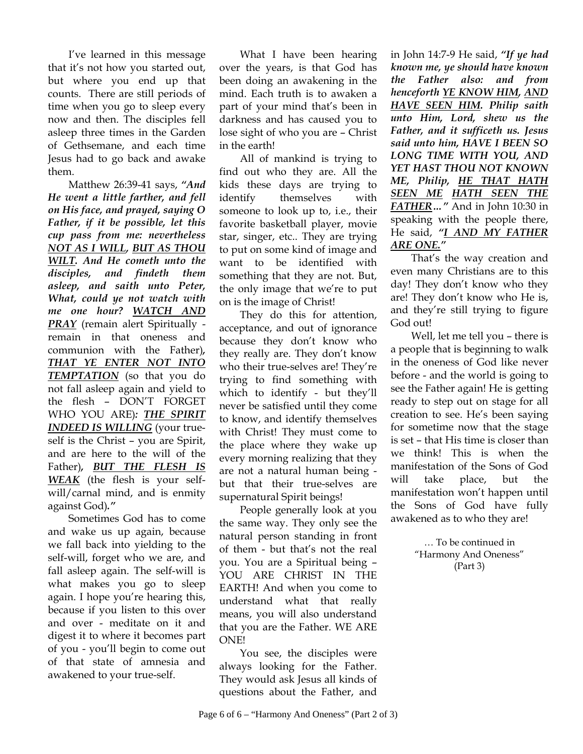I've learned in this message that it's not how you started out, but where you end up that counts. There are still periods of time when you go to sleep every now and then. The disciples fell asleep three times in the Garden of Gethsemane, and each time Jesus had to go back and awake them.

Matthew 26:39-41 says, ***"And He went a little farther, and fell on His face, and prayed, saying O Father, if it be possible, let this cup pass from me: nevertheless <u>NOT AS I WILL</u>, <u>BUT AS THOU WILT</u>. And He cometh unto the disciples, and findeth them asleep, and saith unto Peter, What, could ye not watch with me one hour? <u>WATCH AND PRAY</u>*** (remain alert Spiritually - remain in that oneness and communion with the Father)***, <u>THAT YE ENTER NOT INTO TEMPTATION</u>*** (so that you do not fall asleep again and yield to the flesh – DON'T FORGET WHO YOU ARE)***: <u>THE SPIRIT INDEED IS WILLING</u>*** (your true-self is the Christ – you are Spirit, and are here to the will of the Father)***, <u>BUT THE FLESH IS WEAK</u>*** (the flesh is your self-will/carnal mind, and is enmity against God)***."***

Sometimes God has to come and wake us up again, because we fall back into yielding to the self-will, forget who we are, and fall asleep again. The self-will is what makes you go to sleep again. I hope you're hearing this, because if you listen to this over and over - meditate on it and digest it to where it becomes part of you - you'll begin to come out of that state of amnesia and awakened to your true-self.

What I have been hearing over the years, is that God has been doing an awakening in the mind. Each truth is to awaken a part of your mind that's been in darkness and has caused you to lose sight of who you are – Christ in the earth!

All of mankind is trying to find out who they are. All the kids these days are trying to identify themselves with someone to look up to, i.e., their favorite basketball player, movie star, singer, etc.. They are trying to put on some kind of image and want to be identified with something that they are not. But, the only image that we're to put on is the image of Christ!

They do this for attention, acceptance, and out of ignorance because they don't know who they really are. They don't know who their true-selves are! They're trying to find something with which to identify - but they'll never be satisfied until they come to know, and identify themselves with Christ! They must come to the place where they wake up every morning realizing that they are not a natural human being - but that their true-selves are supernatural Spirit beings!

People generally look at you the same way. They only see the natural person standing in front of them - but that's not the real you. You are a Spiritual being – YOU ARE CHRIST IN THE EARTH! And when you come to understand what that really means, you will also understand that you are the Father. WE ARE ONE!

You see, the disciples were always looking for the Father. They would ask Jesus all kinds of questions about the Father, and in John 14:7-9 He said, ***"If ye had known me, ye should have known the Father also: and from henceforth <u>YE KNOW HIM</u>, <u>AND HAVE SEEN HIM</u>. Philip saith unto Him, Lord, shew us the Father, and it sufficeth us. Jesus said unto him, HAVE I BEEN SO LONG TIME WITH YOU, AND YET HAST THOU NOT KNOWN ME, Philip, <u>HE THAT HATH SEEN ME</u> <u>HATH SEEN THE FATHER</u>..."*** And in John 10:30 in speaking with the people there, He said, ***"<u>I AND MY FATHER ARE ONE.</u>"***

That's the way creation and even many Christians are to this day! They don't know who they are! They don't know who He is, and they're still trying to figure God out!

Well, let me tell you – there is a people that is beginning to walk in the oneness of God like never before - and the world is going to see the Father again! He is getting ready to step out on stage for all creation to see. He's been saying for sometime now that the stage is set – that His time is closer than we think! This is when the manifestation of the Sons of God will take place, but the manifestation won't happen until the Sons of God have fully awakened as to who they are!

… To be continued in
"Harmony And Oneness"
(Part 3)